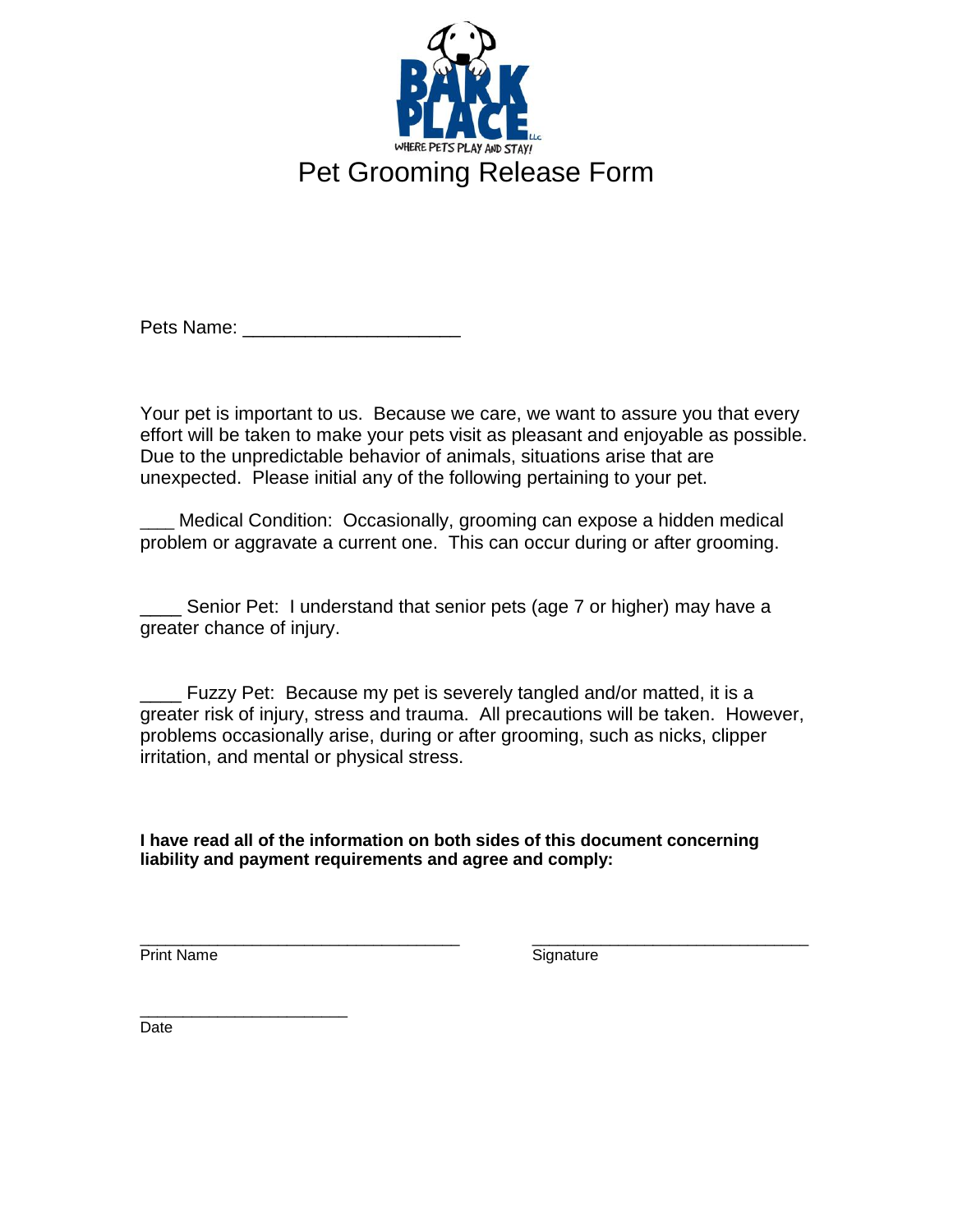BARK PLACE LLC

WHERE PETS PLAY AND STAY!

# Pet Grooming Release Form

Pets Name: ____________________

Your pet is important to us. Because we care, we want to assure you that every effort will be taken to make your pets visit as pleasant and enjoyable as possible. Due to the unpredictable behavior of animals, situations arise that are unexpected. Please initial any of the following pertaining to your pet.

___ Medical Condition: Occasionally, grooming can expose a hidden medical problem or aggravate a current one. This can occur during or after grooming.

____ Senior Pet: I understand that senior pets (age 7 or higher) may have a greater chance of injury.

____ Fuzzy Pet: Because my pet is severely tangled and/or matted, it is a greater risk of injury, stress and trauma. All precautions will be taken. However, problems occasionally arise, during or after grooming, such as nicks, clipper irritation, and mental or physical stress.

**I have read all of the information on both sides of this document concerning liability and payment requirements and agree and comply:**

___________________________________ ______________________________

Print Name Signature

______________________

Date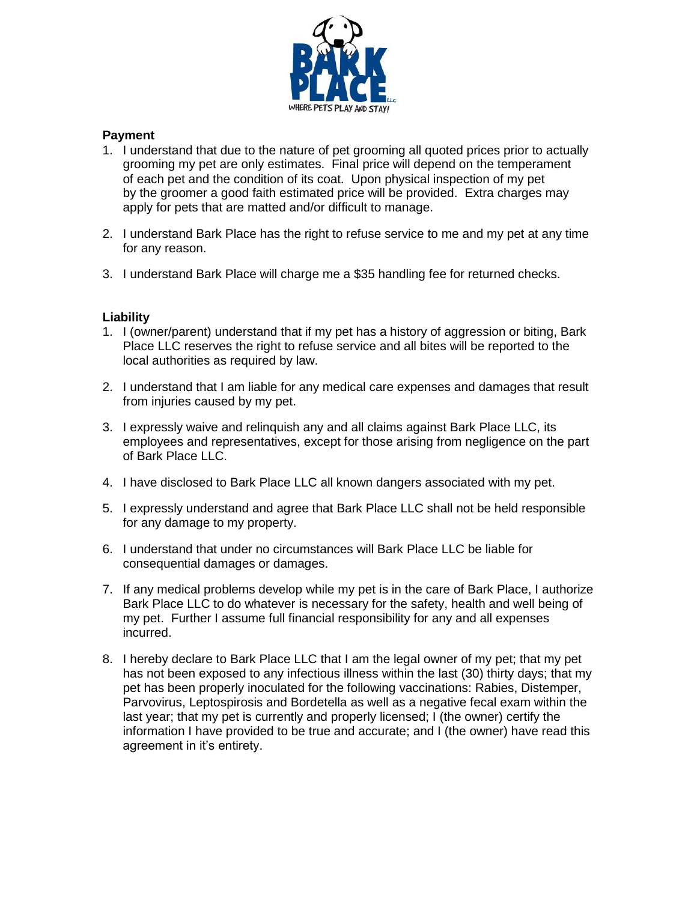## Payment

1. I understand that due to the nature of pet grooming all quoted prices prior to actually grooming my pet are only estimates. Final price will depend on the temperament of each pet and the condition of its coat. Upon physical inspection of my pet by the groomer a good faith estimated price will be provided. Extra charges may apply for pets that are matted and/or difficult to manage.

2. I understand Bark Place has the right to refuse service to me and my pet at any time for any reason.

3. I understand Bark Place will charge me a $35 handling fee for returned checks.

## Liability

1. I (owner/parent) understand that if my pet has a history of aggression or biting, Bark Place LLC reserves the right to refuse service and all bites will be reported to the local authorities as required by law.

2. I understand that I am liable for any medical care expenses and damages that result from injuries caused by my pet.

3. I expressly waive and relinquish any and all claims against Bark Place LLC, its employees and representatives, except for those arising from negligence on the part of Bark Place LLC.

4. I have disclosed to Bark Place LLC all known dangers associated with my pet.

5. I expressly understand and agree that Bark Place LLC shall not be held responsible for any damage to my property.

6. I understand that under no circumstances will Bark Place LLC be liable for consequential damages or damages.

7. If any medical problems develop while my pet is in the care of Bark Place, I authorize Bark Place LLC to do whatever is necessary for the safety, health and well being of my pet. Further I assume full financial responsibility for any and all expenses incurred.

8. I hereby declare to Bark Place LLC that I am the legal owner of my pet; that my pet has not been exposed to any infectious illness within the last (30) thirty days; that my pet has been properly inoculated for the following vaccinations: Rabies, Distemper, Parvovirus, Leptospirosis and Bordetella as well as a negative fecal exam within the last year; that my pet is currently and properly licensed; I (the owner) certify the information I have provided to be true and accurate; and I (the owner) have read this agreement in it's entirety.